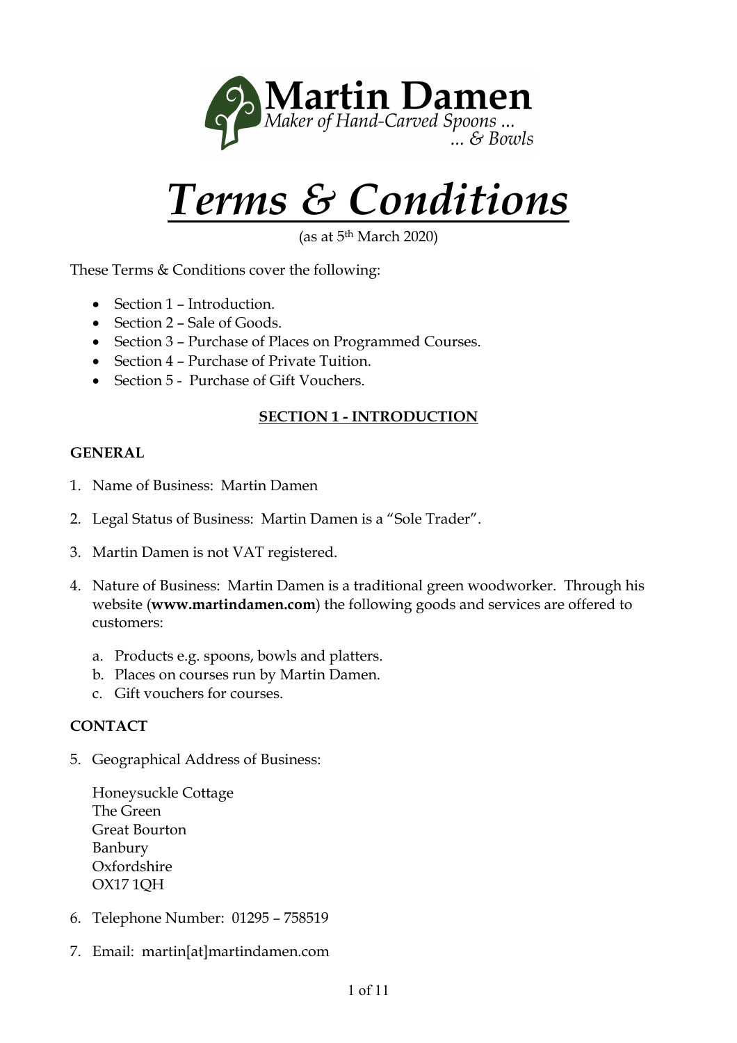**Martin Damen**
*Maker of Hand-Carved Spoons ...*
*... & Bowls*

# *Terms & Conditions*

(as at 5th March 2020)

These Terms & Conditions cover the following:

- Section 1 – Introduction.
- Section 2 – Sale of Goods.
- Section 3 – Purchase of Places on Programmed Courses.
- Section 4 – Purchase of Private Tuition.
- Section 5 - Purchase of Gift Vouchers.

## SECTION 1 - INTRODUCTION

### GENERAL

1. Name of Business: Martin Damen

2. Legal Status of Business: Martin Damen is a "Sole Trader".

3. Martin Damen is not VAT registered.

4. Nature of Business: Martin Damen is a traditional green woodworker. Through his website (**www.martindamen.com**) the following goods and services are offered to customers:

   a. Products e.g. spoons, bowls and platters.
   b. Places on courses run by Martin Damen.
   c. Gift vouchers for courses.

### CONTACT

5. Geographical Address of Business:

   Honeysuckle Cottage
   The Green
   Great Bourton
   Banbury
   Oxfordshire
   OX17 1QH

6. Telephone Number: 01295 – 758519

7. Email: martin[at]martindamen.com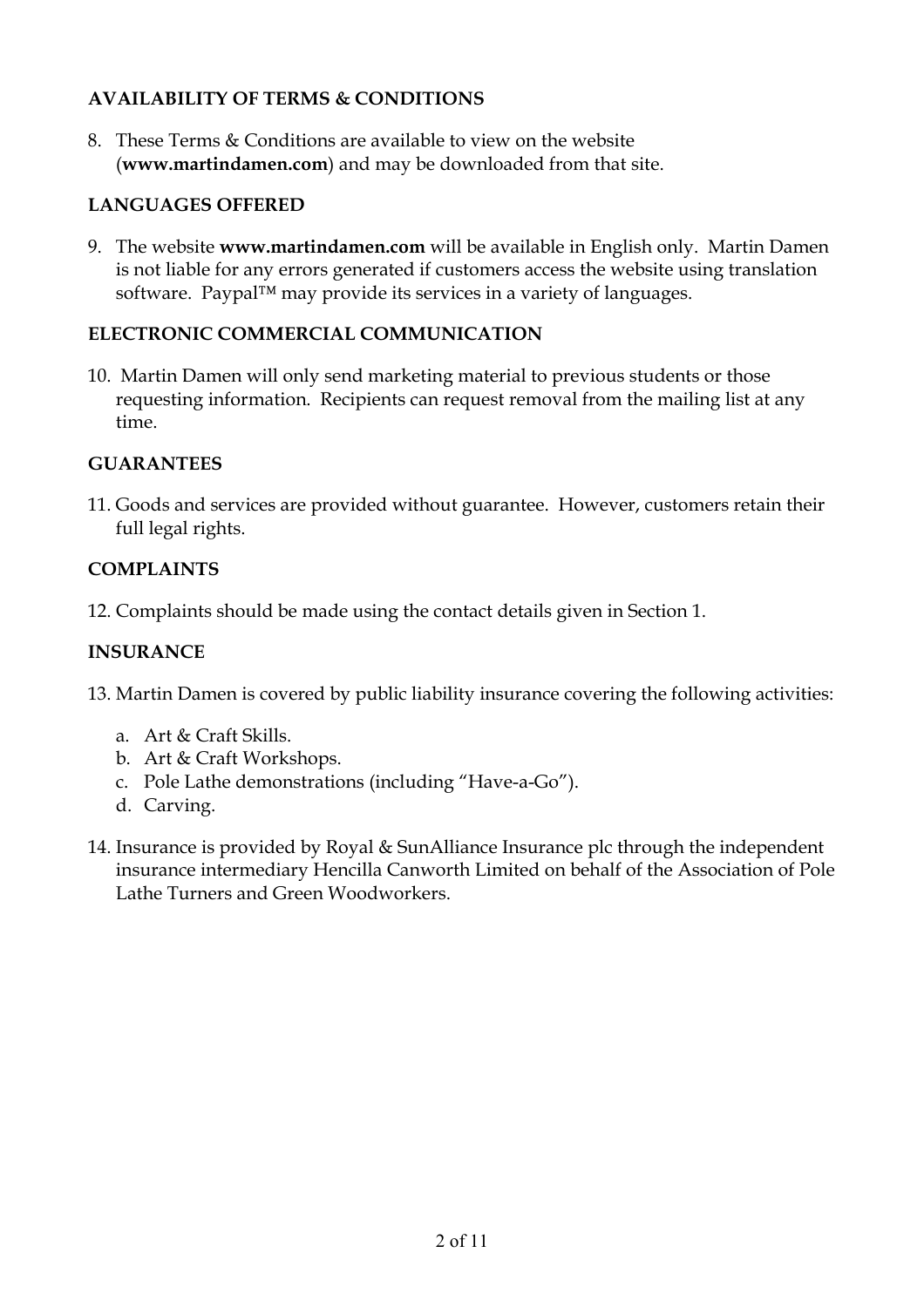## AVAILABILITY OF TERMS & CONDITIONS

8. These Terms & Conditions are available to view on the website (**www.martindamen.com**) and may be downloaded from that site.

## LANGUAGES OFFERED

9. The website **www.martindamen.com** will be available in English only. Martin Damen is not liable for any errors generated if customers access the website using translation software. Paypal™ may provide its services in a variety of languages.

## ELECTRONIC COMMERCIAL COMMUNICATION

10. Martin Damen will only send marketing material to previous students or those requesting information. Recipients can request removal from the mailing list at any time.

## GUARANTEES

11. Goods and services are provided without guarantee. However, customers retain their full legal rights.

## COMPLAINTS

12. Complaints should be made using the contact details given in Section 1.

## INSURANCE

13. Martin Damen is covered by public liability insurance covering the following activities:

    a. Art & Craft Skills.
    b. Art & Craft Workshops.
    c. Pole Lathe demonstrations (including "Have-a-Go").
    d. Carving.

14. Insurance is provided by Royal & SunAlliance Insurance plc through the independent insurance intermediary Hencilla Canworth Limited on behalf of the Association of Pole Lathe Turners and Green Woodworkers.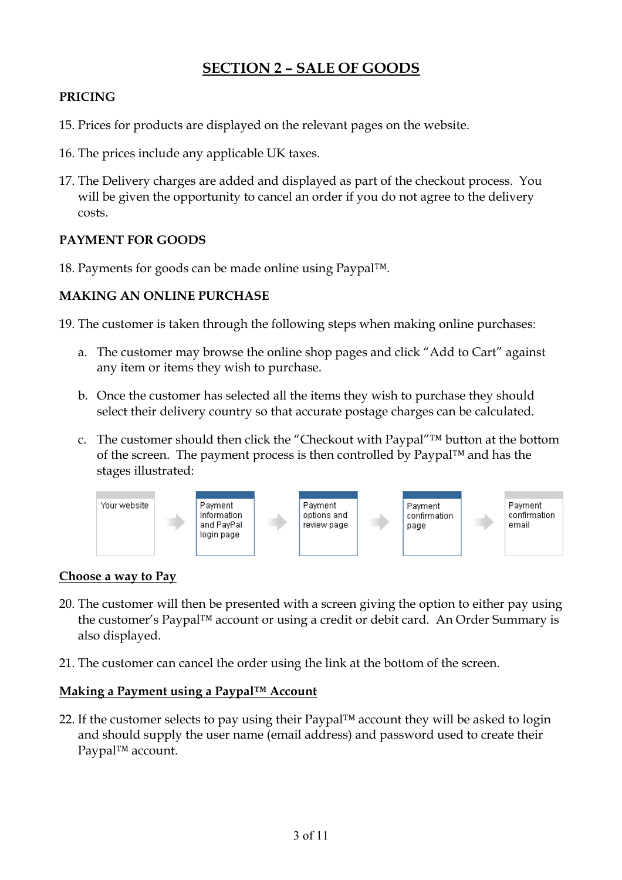# SECTION 2 – SALE OF GOODS

**PRICING**

15. Prices for products are displayed on the relevant pages on the website.

16. The prices include any applicable UK taxes.

17. The Delivery charges are added and displayed as part of the checkout process. You will be given the opportunity to cancel an order if you do not agree to the delivery costs.

**PAYMENT FOR GOODS**

18. Payments for goods can be made online using Paypal™.

**MAKING AN ONLINE PURCHASE**

19. The customer is taken through the following steps when making online purchases:

    a. The customer may browse the online shop pages and click "Add to Cart" against any item or items they wish to purchase.

    b. Once the customer has selected all the items they wish to purchase they should select their delivery country so that accurate postage charges can be calculated.

    c. The customer should then click the "Checkout with Paypal"™ button at the bottom of the screen. The payment process is then controlled by Paypal™ and has the stages illustrated:

Your website → Payment information and PayPal login page → Payment options and review page → Payment confirmation page → Payment confirmation email

**Choose a way to Pay**

20. The customer will then be presented with a screen giving the option to either pay using the customer's Paypal™ account or using a credit or debit card. An Order Summary is also displayed.

21. The customer can cancel the order using the link at the bottom of the screen.

**Making a Payment using a Paypal™ Account**

22. If the customer selects to pay using their Paypal™ account they will be asked to login and should supply the user name (email address) and password used to create their Paypal™ account.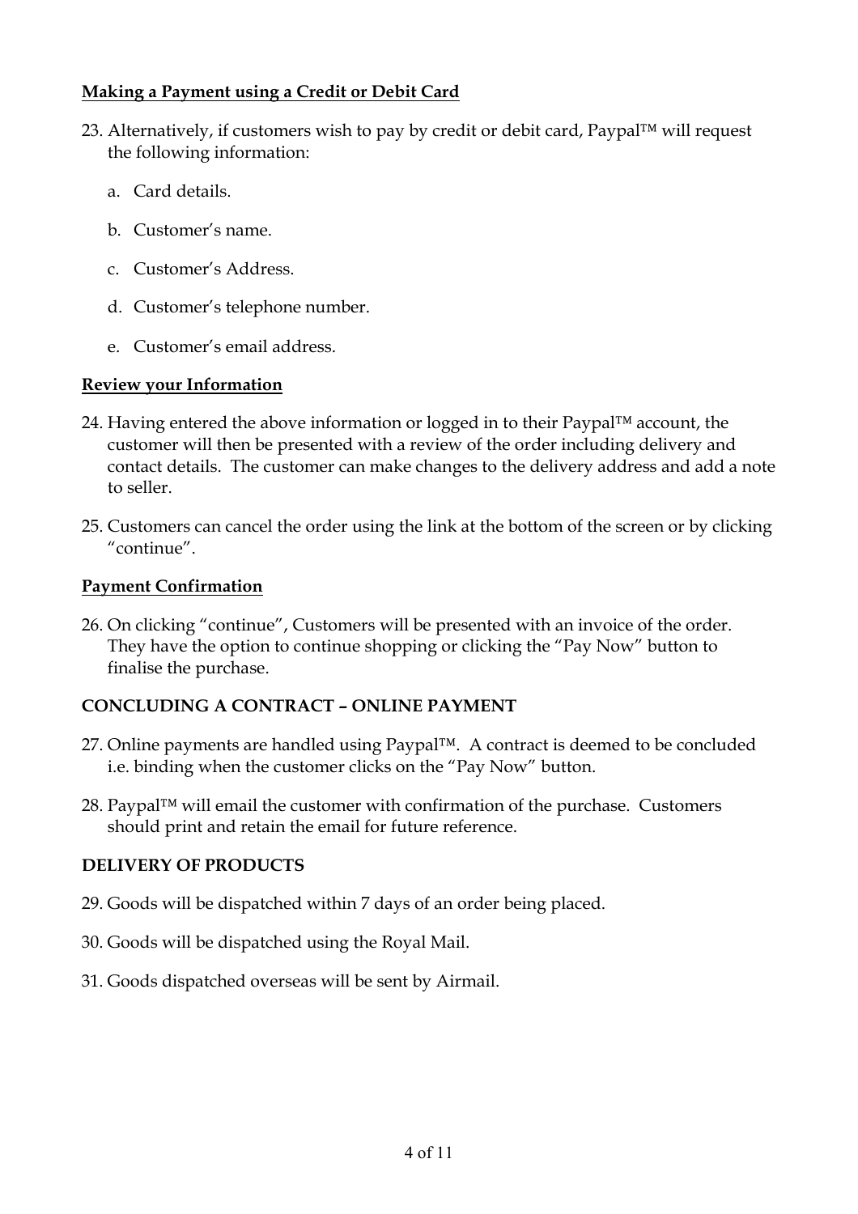**Making a Payment using a Credit or Debit Card**

23. Alternatively, if customers wish to pay by credit or debit card, Paypal™ will request the following information:

    a. Card details.

    b. Customer's name.

    c. Customer's Address.

    d. Customer's telephone number.

    e. Customer's email address.

**Review your Information**

24. Having entered the above information or logged in to their Paypal™ account, the customer will then be presented with a review of the order including delivery and contact details. The customer can make changes to the delivery address and add a note to seller.

25. Customers can cancel the order using the link at the bottom of the screen or by clicking "continue".

**Payment Confirmation**

26. On clicking "continue", Customers will be presented with an invoice of the order. They have the option to continue shopping or clicking the "Pay Now" button to finalise the purchase.

## CONCLUDING A CONTRACT – ONLINE PAYMENT

27. Online payments are handled using Paypal™. A contract is deemed to be concluded i.e. binding when the customer clicks on the "Pay Now" button.

28. Paypal™ will email the customer with confirmation of the purchase. Customers should print and retain the email for future reference.

## DELIVERY OF PRODUCTS

29. Goods will be dispatched within 7 days of an order being placed.

30. Goods will be dispatched using the Royal Mail.

31. Goods dispatched overseas will be sent by Airmail.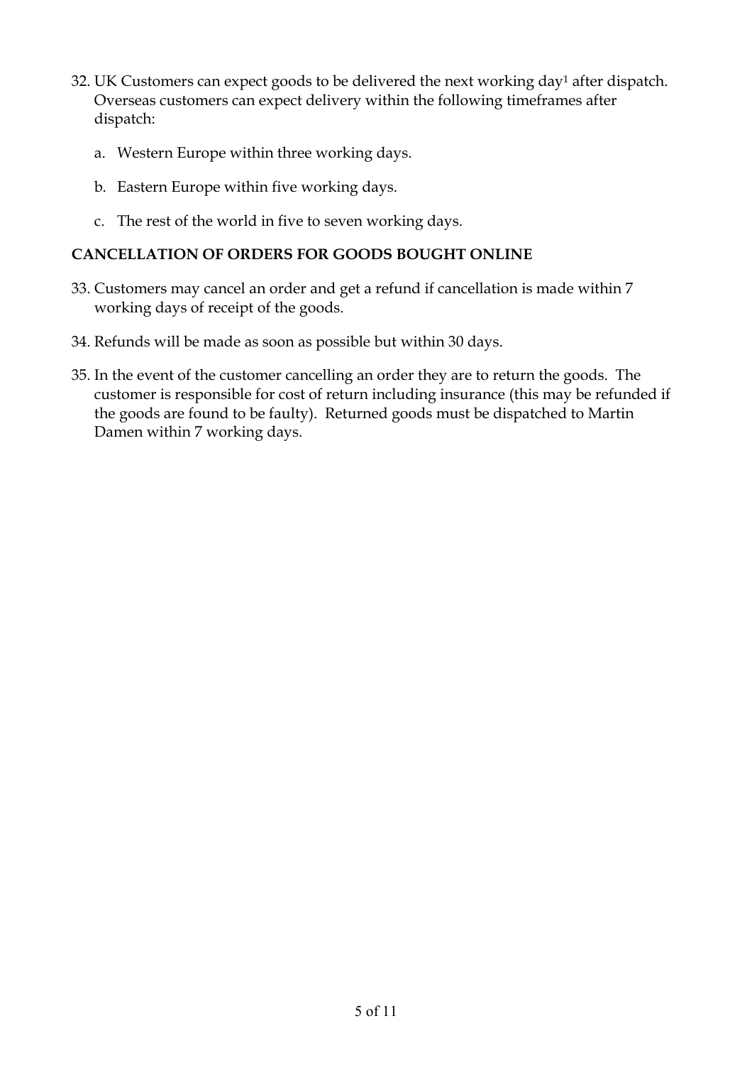32. UK Customers can expect goods to be delivered the next working day[1] after dispatch. Overseas customers can expect delivery within the following timeframes after dispatch:

    a. Western Europe within three working days.

    b. Eastern Europe within five working days.

    c. The rest of the world in five to seven working days.

**CANCELLATION OF ORDERS FOR GOODS BOUGHT ONLINE**

33. Customers may cancel an order and get a refund if cancellation is made within 7 working days of receipt of the goods.

34. Refunds will be made as soon as possible but within 30 days.

35. In the event of the customer cancelling an order they are to return the goods. The customer is responsible for cost of return including insurance (this may be refunded if the goods are found to be faulty). Returned goods must be dispatched to Martin Damen within 7 working days.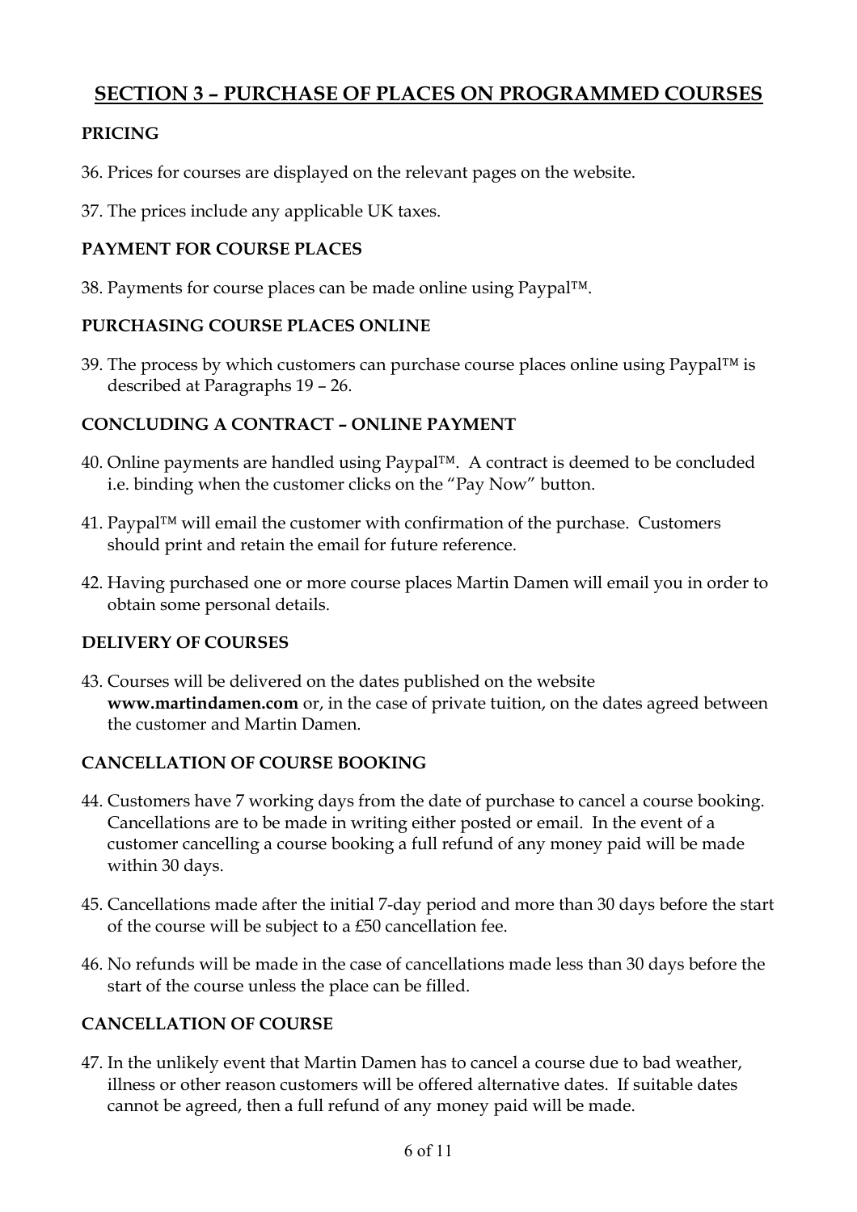## SECTION 3 – PURCHASE OF PLACES ON PROGRAMMED COURSES

### PRICING

36. Prices for courses are displayed on the relevant pages on the website.

37. The prices include any applicable UK taxes.

### PAYMENT FOR COURSE PLACES

38. Payments for course places can be made online using Paypal™.

### PURCHASING COURSE PLACES ONLINE

39. The process by which customers can purchase course places online using Paypal™ is described at Paragraphs 19 – 26.

### CONCLUDING A CONTRACT – ONLINE PAYMENT

40. Online payments are handled using Paypal™. A contract is deemed to be concluded i.e. binding when the customer clicks on the "Pay Now" button.

41. Paypal™ will email the customer with confirmation of the purchase. Customers should print and retain the email for future reference.

42. Having purchased one or more course places Martin Damen will email you in order to obtain some personal details.

### DELIVERY OF COURSES

43. Courses will be delivered on the dates published on the website **www.martindamen.com** or, in the case of private tuition, on the dates agreed between the customer and Martin Damen.

### CANCELLATION OF COURSE BOOKING

44. Customers have 7 working days from the date of purchase to cancel a course booking. Cancellations are to be made in writing either posted or email. In the event of a customer cancelling a course booking a full refund of any money paid will be made within 30 days.

45. Cancellations made after the initial 7-day period and more than 30 days before the start of the course will be subject to a £50 cancellation fee.

46. No refunds will be made in the case of cancellations made less than 30 days before the start of the course unless the place can be filled.

### CANCELLATION OF COURSE

47. In the unlikely event that Martin Damen has to cancel a course due to bad weather, illness or other reason customers will be offered alternative dates. If suitable dates cannot be agreed, then a full refund of any money paid will be made.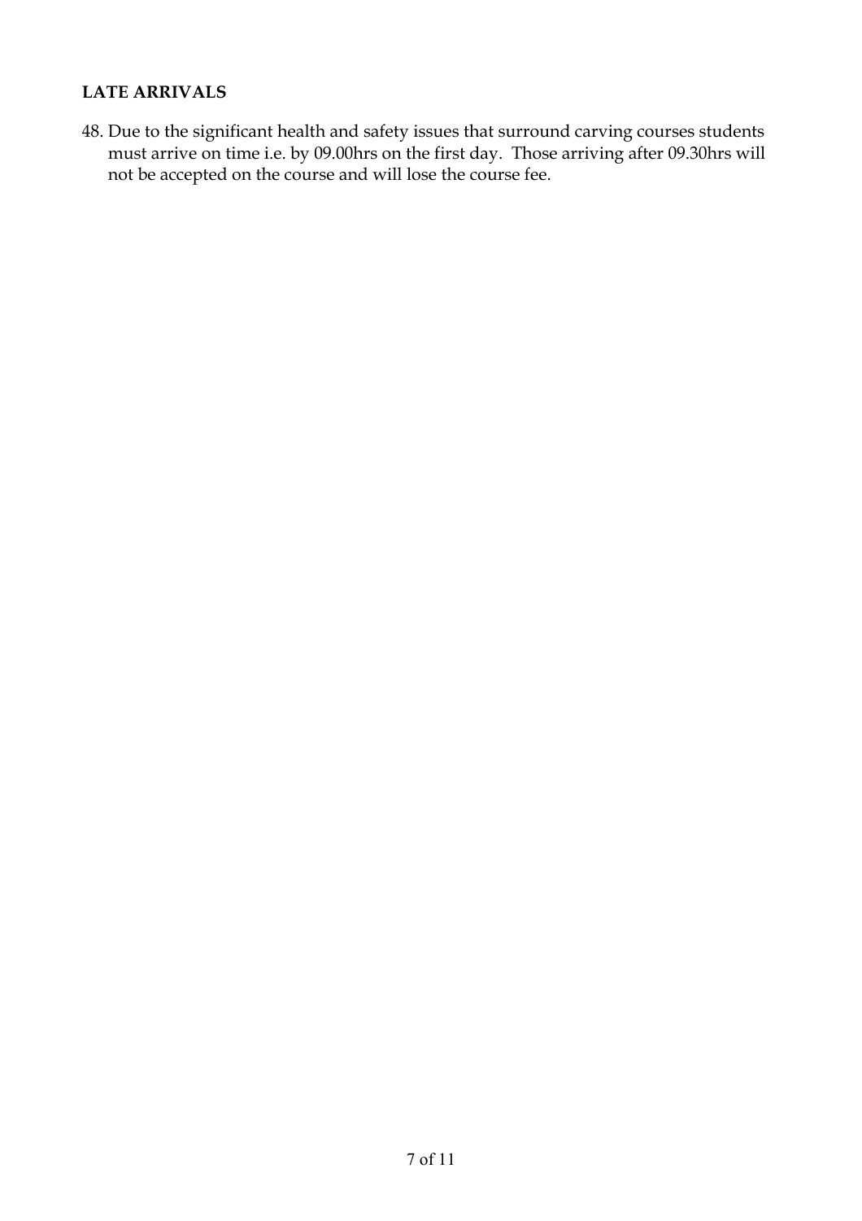**LATE ARRIVALS**

48. Due to the significant health and safety issues that surround carving courses students must arrive on time i.e. by 09.00hrs on the first day. Those arriving after 09.30hrs will not be accepted on the course and will lose the course fee.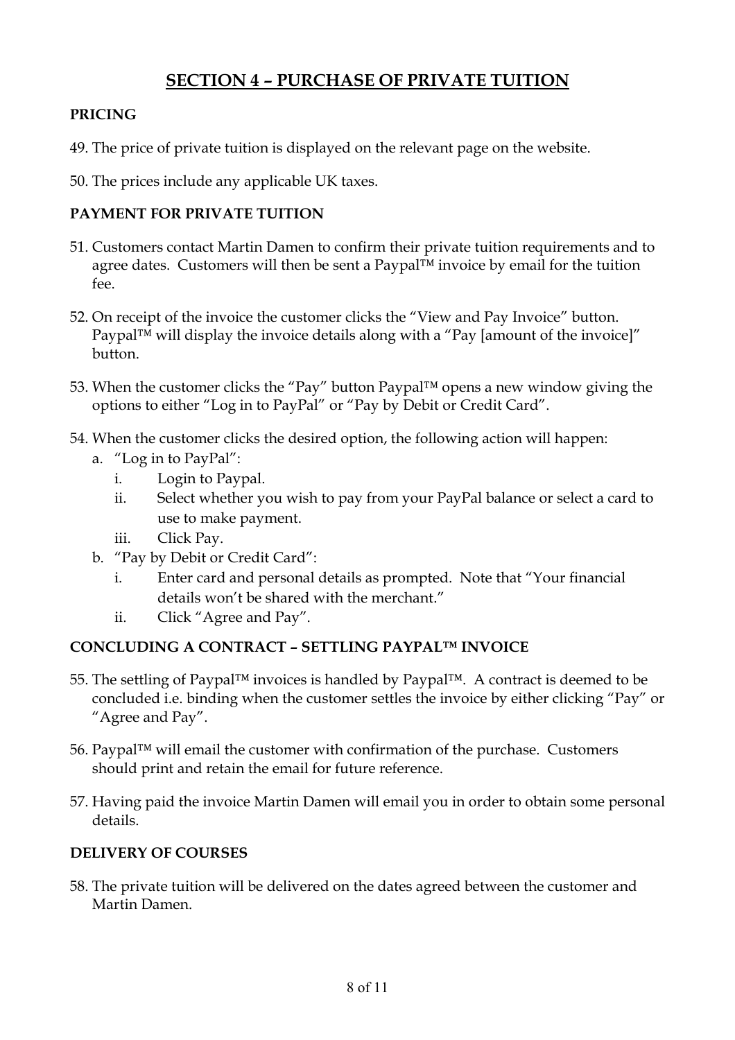# SECTION 4 – PURCHASE OF PRIVATE TUITION

**PRICING**

49. The price of private tuition is displayed on the relevant page on the website.

50. The prices include any applicable UK taxes.

**PAYMENT FOR PRIVATE TUITION**

51. Customers contact Martin Damen to confirm their private tuition requirements and to agree dates. Customers will then be sent a Paypal™ invoice by email for the tuition fee.

52. On receipt of the invoice the customer clicks the "View and Pay Invoice" button. Paypal™ will display the invoice details along with a "Pay [amount of the invoice]" button.

53. When the customer clicks the "Pay" button Paypal™ opens a new window giving the options to either "Log in to PayPal" or "Pay by Debit or Credit Card".

54. When the customer clicks the desired option, the following action will happen:
    a. "Log in to PayPal":
        i. Login to Paypal.
        ii. Select whether you wish to pay from your PayPal balance or select a card to use to make payment.
        iii. Click Pay.
    b. "Pay by Debit or Credit Card":
        i. Enter card and personal details as prompted. Note that "Your financial details won't be shared with the merchant."
        ii. Click "Agree and Pay".

**CONCLUDING A CONTRACT – SETTLING PAYPAL™ INVOICE**

55. The settling of Paypal™ invoices is handled by Paypal™. A contract is deemed to be concluded i.e. binding when the customer settles the invoice by either clicking "Pay" or "Agree and Pay".

56. Paypal™ will email the customer with confirmation of the purchase. Customers should print and retain the email for future reference.

57. Having paid the invoice Martin Damen will email you in order to obtain some personal details.

**DELIVERY OF COURSES**

58. The private tuition will be delivered on the dates agreed between the customer and Martin Damen.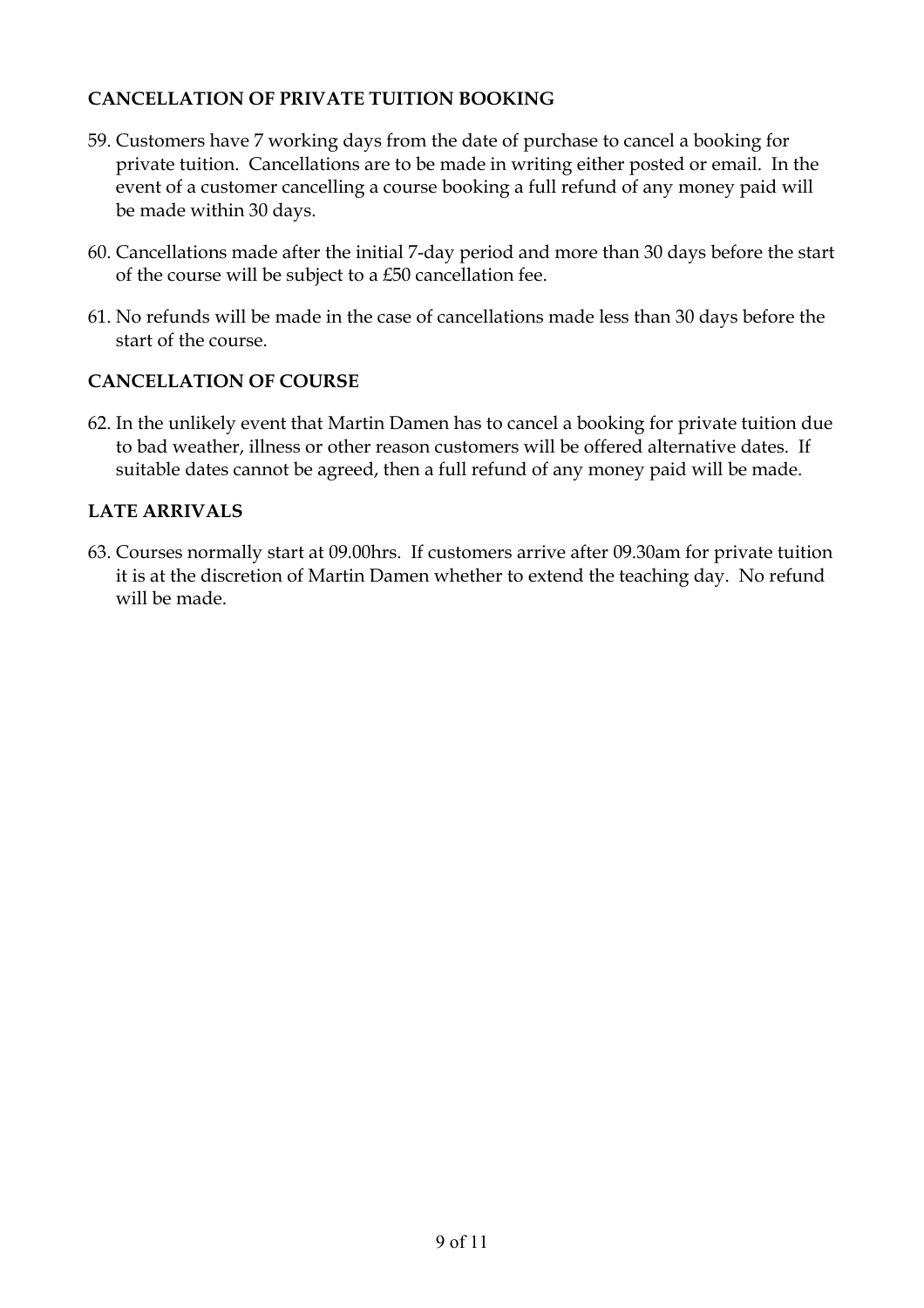**CANCELLATION OF PRIVATE TUITION BOOKING**

59. Customers have 7 working days from the date of purchase to cancel a booking for private tuition. Cancellations are to be made in writing either posted or email. In the event of a customer cancelling a course booking a full refund of any money paid will be made within 30 days.

60. Cancellations made after the initial 7-day period and more than 30 days before the start of the course will be subject to a £50 cancellation fee.

61. No refunds will be made in the case of cancellations made less than 30 days before the start of the course.

**CANCELLATION OF COURSE**

62. In the unlikely event that Martin Damen has to cancel a booking for private tuition due to bad weather, illness or other reason customers will be offered alternative dates. If suitable dates cannot be agreed, then a full refund of any money paid will be made.

**LATE ARRIVALS**

63. Courses normally start at 09.00hrs. If customers arrive after 09.30am for private tuition it is at the discretion of Martin Damen whether to extend the teaching day. No refund will be made.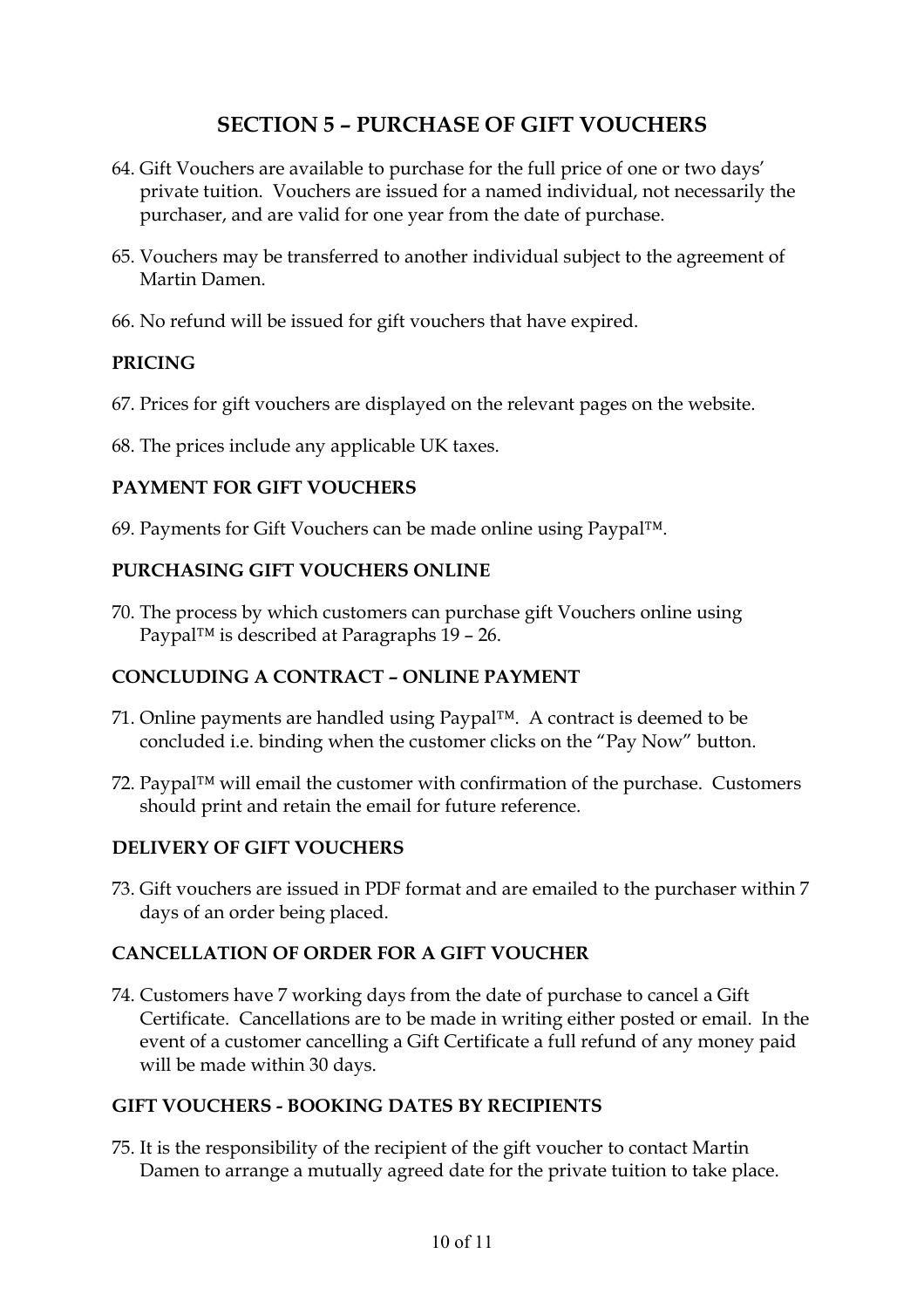## SECTION 5 – PURCHASE OF GIFT VOUCHERS

64. Gift Vouchers are available to purchase for the full price of one or two days' private tuition. Vouchers are issued for a named individual, not necessarily the purchaser, and are valid for one year from the date of purchase.

65. Vouchers may be transferred to another individual subject to the agreement of Martin Damen.

66. No refund will be issued for gift vouchers that have expired.

### PRICING

67. Prices for gift vouchers are displayed on the relevant pages on the website.

68. The prices include any applicable UK taxes.

### PAYMENT FOR GIFT VOUCHERS

69. Payments for Gift Vouchers can be made online using Paypal™.

### PURCHASING GIFT VOUCHERS ONLINE

70. The process by which customers can purchase gift Vouchers online using Paypal™ is described at Paragraphs 19 – 26.

### CONCLUDING A CONTRACT – ONLINE PAYMENT

71. Online payments are handled using Paypal™. A contract is deemed to be concluded i.e. binding when the customer clicks on the "Pay Now" button.

72. Paypal™ will email the customer with confirmation of the purchase. Customers should print and retain the email for future reference.

### DELIVERY OF GIFT VOUCHERS

73. Gift vouchers are issued in PDF format and are emailed to the purchaser within 7 days of an order being placed.

### CANCELLATION OF ORDER FOR A GIFT VOUCHER

74. Customers have 7 working days from the date of purchase to cancel a Gift Certificate. Cancellations are to be made in writing either posted or email. In the event of a customer cancelling a Gift Certificate a full refund of any money paid will be made within 30 days.

### GIFT VOUCHERS - BOOKING DATES BY RECIPIENTS

75. It is the responsibility of the recipient of the gift voucher to contact Martin Damen to arrange a mutually agreed date for the private tuition to take place.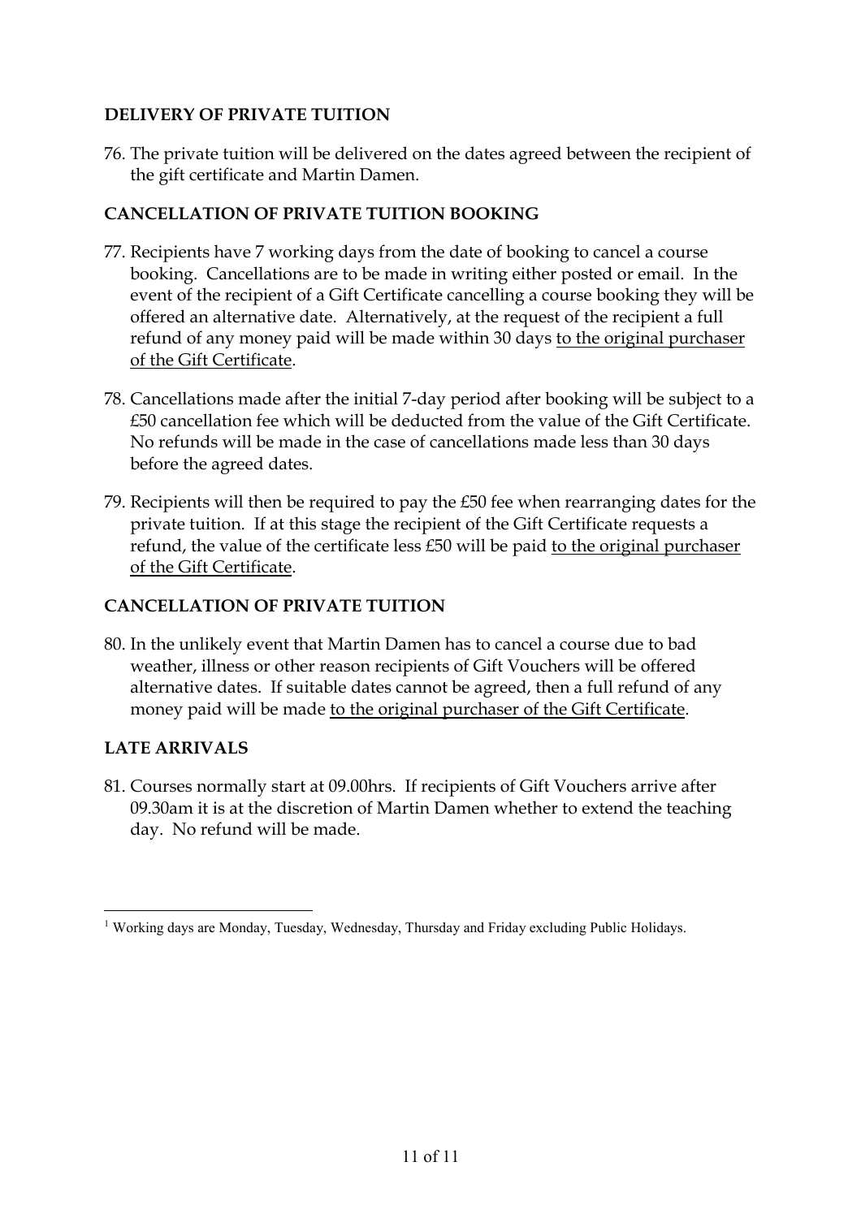## DELIVERY OF PRIVATE TUITION

76. The private tuition will be delivered on the dates agreed between the recipient of the gift certificate and Martin Damen.

## CANCELLATION OF PRIVATE TUITION BOOKING

77. Recipients have 7 working days from the date of booking to cancel a course booking. Cancellations are to be made in writing either posted or email. In the event of the recipient of a Gift Certificate cancelling a course booking they will be offered an alternative date. Alternatively, at the request of the recipient a full refund of any money paid will be made within 30 days <u>to the original purchaser of the Gift Certificate</u>.

78. Cancellations made after the initial 7-day period after booking will be subject to a £50 cancellation fee which will be deducted from the value of the Gift Certificate. No refunds will be made in the case of cancellations made less than 30 days before the agreed dates.

79. Recipients will then be required to pay the £50 fee when rearranging dates for the private tuition. If at this stage the recipient of the Gift Certificate requests a refund, the value of the certificate less £50 will be paid <u>to the original purchaser of the Gift Certificate</u>.

## CANCELLATION OF PRIVATE TUITION

80. In the unlikely event that Martin Damen has to cancel a course due to bad weather, illness or other reason recipients of Gift Vouchers will be offered alternative dates. If suitable dates cannot be agreed, then a full refund of any money paid will be made <u>to the original purchaser of the Gift Certificate</u>.

## LATE ARRIVALS

81. Courses normally start at 09.00hrs. If recipients of Gift Vouchers arrive after 09.30am it is at the discretion of Martin Damen whether to extend the teaching day. No refund will be made.

---

[1] Working days are Monday, Tuesday, Wednesday, Thursday and Friday excluding Public Holidays.